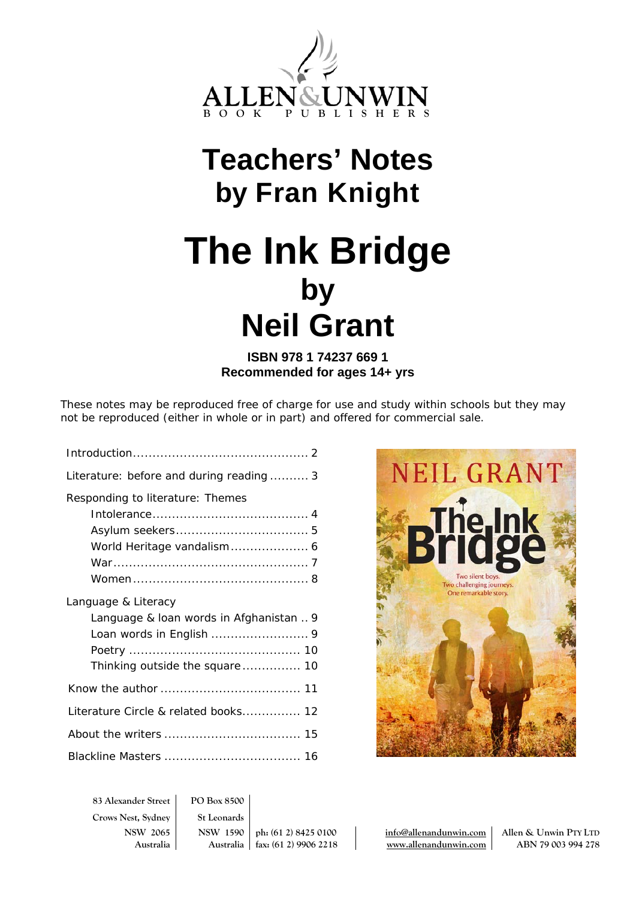ALLEN & UNWIN
BOOK PUBLISHERS

# Teachers' Notes by Fran Knight

# The Ink Bridge by Neil Grant

**ISBN 978 1 74237 669 1**
**Recommended for ages 14+ yrs**

These notes may be reproduced free of charge for use and study within schools but they may not be reproduced (either in whole or in part) and offered for commercial sale.

| | |
|---|---|
| Introduction | 2 |
| Literature: before and during reading | 3 |
| Responding to literature: Themes | |
| Intolerance | 4 |
| Asylum seekers | 5 |
| World Heritage vandalism | 6 |
| War | 7 |
| Women | 8 |
| Language & Literacy | |
| Language & loan words in Afghanistan | 9 |
| Loan words in English | 9 |
| Poetry | 10 |
| Thinking outside the square | 10 |
| Know the author | 11 |
| Literature Circle & related books | 12 |
| About the writers | 15 |
| Blackline Masters | 16 |

NEIL GRANT
The Ink Bridge
Two silent boys. Two challenging journeys. One remarkable story.

83 Alexander Street
Crows Nest, Sydney
NSW 2065
Australia

PO Box 8500
St Leonards
NSW 1590
Australia

ph: (61 2) 8425 0100
fax: (61 2) 9906 2218

info@allenandunwin.com
www.allenandunwin.com

Allen & Unwin PTY LTD
ABN 79 003 994 278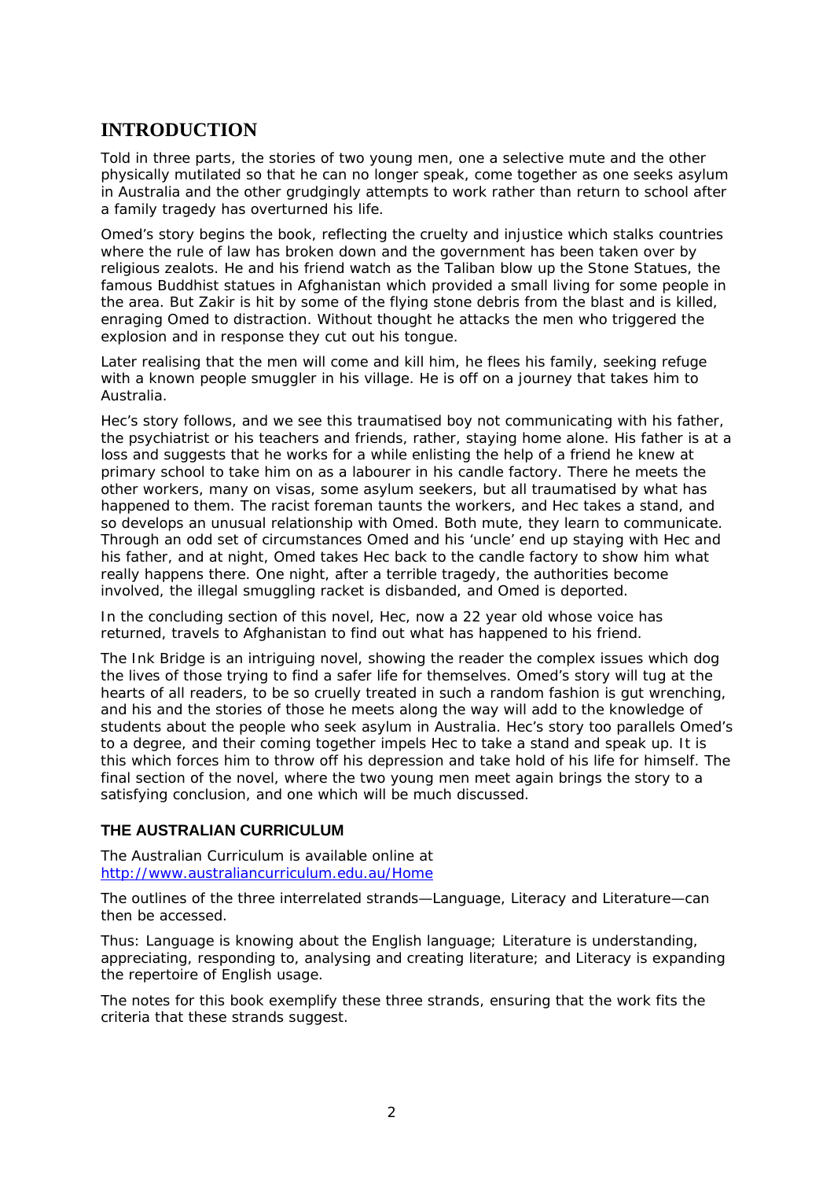# INTRODUCTION

Told in three parts, the stories of two young men, one a selective mute and the other physically mutilated so that he can no longer speak, come together as one seeks asylum in Australia and the other grudgingly attempts to work rather than return to school after a family tragedy has overturned his life.

Omed's story begins the book, reflecting the cruelty and injustice which stalks countries where the rule of law has broken down and the government has been taken over by religious zealots. He and his friend watch as the Taliban blow up the Stone Statues, the famous Buddhist statues in Afghanistan which provided a small living for some people in the area. But Zakir is hit by some of the flying stone debris from the blast and is killed, enraging Omed to distraction. Without thought he attacks the men who triggered the explosion and in response they cut out his tongue.

Later realising that the men will come and kill him, he flees his family, seeking refuge with a known people smuggler in his village. He is off on a journey that takes him to Australia.

Hec's story follows, and we see this traumatised boy not communicating with his father, the psychiatrist or his teachers and friends, rather, staying home alone. His father is at a loss and suggests that he works for a while enlisting the help of a friend he knew at primary school to take him on as a labourer in his candle factory. There he meets the other workers, many on visas, some asylum seekers, but all traumatised by what has happened to them. The racist foreman taunts the workers, and Hec takes a stand, and so develops an unusual relationship with Omed. Both mute, they learn to communicate. Through an odd set of circumstances Omed and his 'uncle' end up staying with Hec and his father, and at night, Omed takes Hec back to the candle factory to show him what really happens there. One night, after a terrible tragedy, the authorities become involved, the illegal smuggling racket is disbanded, and Omed is deported.

In the concluding section of this novel, Hec, now a 22 year old whose voice has returned, travels to Afghanistan to find out what has happened to his friend.

The Ink Bridge is an intriguing novel, showing the reader the complex issues which dog the lives of those trying to find a safer life for themselves. Omed's story will tug at the hearts of all readers, to be so cruelly treated in such a random fashion is gut wrenching, and his and the stories of those he meets along the way will add to the knowledge of students about the people who seek asylum in Australia. Hec's story too parallels Omed's to a degree, and their coming together impels Hec to take a stand and speak up. It is this which forces him to throw off his depression and take hold of his life for himself. The final section of the novel, where the two young men meet again brings the story to a satisfying conclusion, and one which will be much discussed.

## THE AUSTRALIAN CURRICULUM

The Australian Curriculum is available online at
[http://www.australiancurriculum.edu.au/Home](http://www.australiancurriculum.edu.au/Home)

The outlines of the three interrelated strands—Language, Literacy and Literature—can then be accessed.

Thus: Language is knowing about the English language; Literature is understanding, appreciating, responding to, analysing and creating literature; and Literacy is expanding the repertoire of English usage.

The notes for this book exemplify these three strands, ensuring that the work fits the criteria that these strands suggest.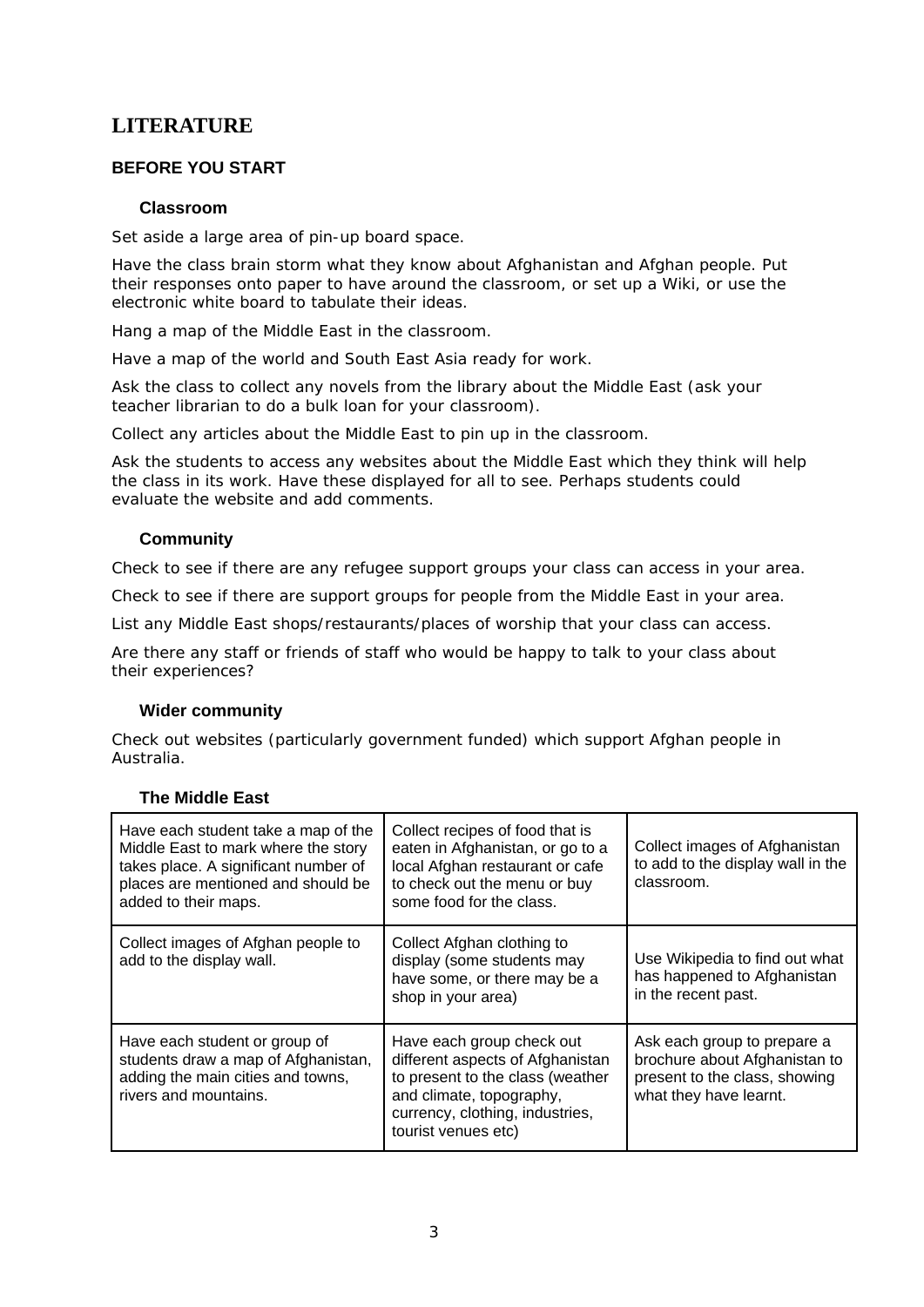# LITERATURE

## BEFORE YOU START

### Classroom

Set aside a large area of pin-up board space.

Have the class brain storm what they know about Afghanistan and Afghan people. Put their responses onto paper to have around the classroom, or set up a Wiki, or use the electronic white board to tabulate their ideas.

Hang a map of the Middle East in the classroom.

Have a map of the world and South East Asia ready for work.

Ask the class to collect any novels from the library about the Middle East (ask your teacher librarian to do a bulk loan for your classroom).

Collect any articles about the Middle East to pin up in the classroom.

Ask the students to access any websites about the Middle East which they think will help the class in its work. Have these displayed for all to see. Perhaps students could evaluate the website and add comments.

### Community

Check to see if there are any refugee support groups your class can access in your area.

Check to see if there are support groups for people from the Middle East in your area.

List any Middle East shops/restaurants/places of worship that your class can access.

Are there any staff or friends of staff who would be happy to talk to your class about their experiences?

### Wider community

Check out websites (particularly government funded) which support Afghan people in Australia.

### The Middle East

| | | |
|---|---|---|
| Have each student take a map of the Middle East to mark where the story takes place. A significant number of places are mentioned and should be added to their maps. | Collect recipes of food that is eaten in Afghanistan, or go to a local Afghan restaurant or cafe to check out the menu or buy some food for the class. | Collect images of Afghanistan to add to the display wall in the classroom. |
| Collect images of Afghan people to add to the display wall. | Collect Afghan clothing to display (some students may have some, or there may be a shop in your area) | Use Wikipedia to find out what has happened to Afghanistan in the recent past. |
| Have each student or group of students draw a map of Afghanistan, adding the main cities and towns, rivers and mountains. | Have each group check out different aspects of Afghanistan to present to the class (weather and climate, topography, currency, clothing, industries, tourist venues etc) | Ask each group to prepare a brochure about Afghanistan to present to the class, showing what they have learnt. |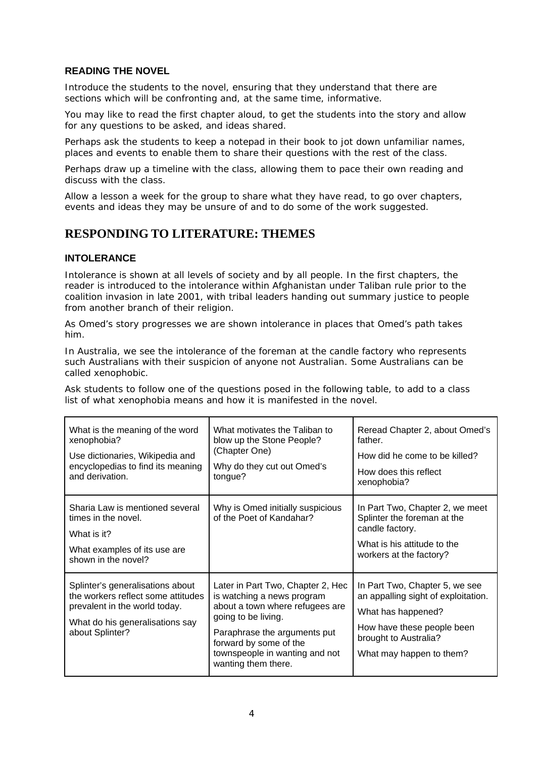### READING THE NOVEL

Introduce the students to the novel, ensuring that they understand that there are sections which will be confronting and, at the same time, informative.

You may like to read the first chapter aloud, to get the students into the story and allow for any questions to be asked, and ideas shared.

Perhaps ask the students to keep a notepad in their book to jot down unfamiliar names, places and events to enable them to share their questions with the rest of the class.

Perhaps draw up a timeline with the class, allowing them to pace their own reading and discuss with the class.

Allow a lesson a week for the group to share what they have read, to go over chapters, events and ideas they may be unsure of and to do some of the work suggested.

## RESPONDING TO LITERATURE: THEMES

### INTOLERANCE

Intolerance is shown at all levels of society and by all people. In the first chapters, the reader is introduced to the intolerance within Afghanistan under Taliban rule prior to the coalition invasion in late 2001, with tribal leaders handing out summary justice to people from another branch of their religion.

As Omed's story progresses we are shown intolerance in places that Omed's path takes him.

In Australia, we see the intolerance of the foreman at the candle factory who represents such Australians with their suspicion of anyone not Australian. Some Australians can be called xenophobic.

Ask students to follow one of the questions posed in the following table, to add to a class list of what xenophobia means and how it is manifested in the novel.

| | | |
|---|---|---|
| What is the meaning of the word xenophobia?<br>Use dictionaries, Wikipedia and encyclopedias to find its meaning and derivation. | What motivates the Taliban to blow up the Stone People? (Chapter One)<br>Why do they cut out Omed's tongue? | Reread Chapter 2, about Omed's father.<br>How did he come to be killed?<br>How does this reflect xenophobia? |
| Sharia Law is mentioned several times in the novel.<br>What is it?<br>What examples of its use are shown in the novel? | Why is Omed initially suspicious of the Poet of Kandahar? | In Part Two, Chapter 2, we meet Splinter the foreman at the candle factory.<br>What is his attitude to the workers at the factory? |
| Splinter's generalisations about the workers reflect some attitudes prevalent in the world today.<br>What do his generalisations say about Splinter? | Later in Part Two, Chapter 2, Hec is watching a news program about a town where refugees are going to be living.<br>Paraphrase the arguments put forward by some of the townspeople in wanting and not wanting them there. | In Part Two, Chapter 5, we see an appalling sight of exploitation.<br>What has happened?<br>How have these people been brought to Australia?<br>What may happen to them? |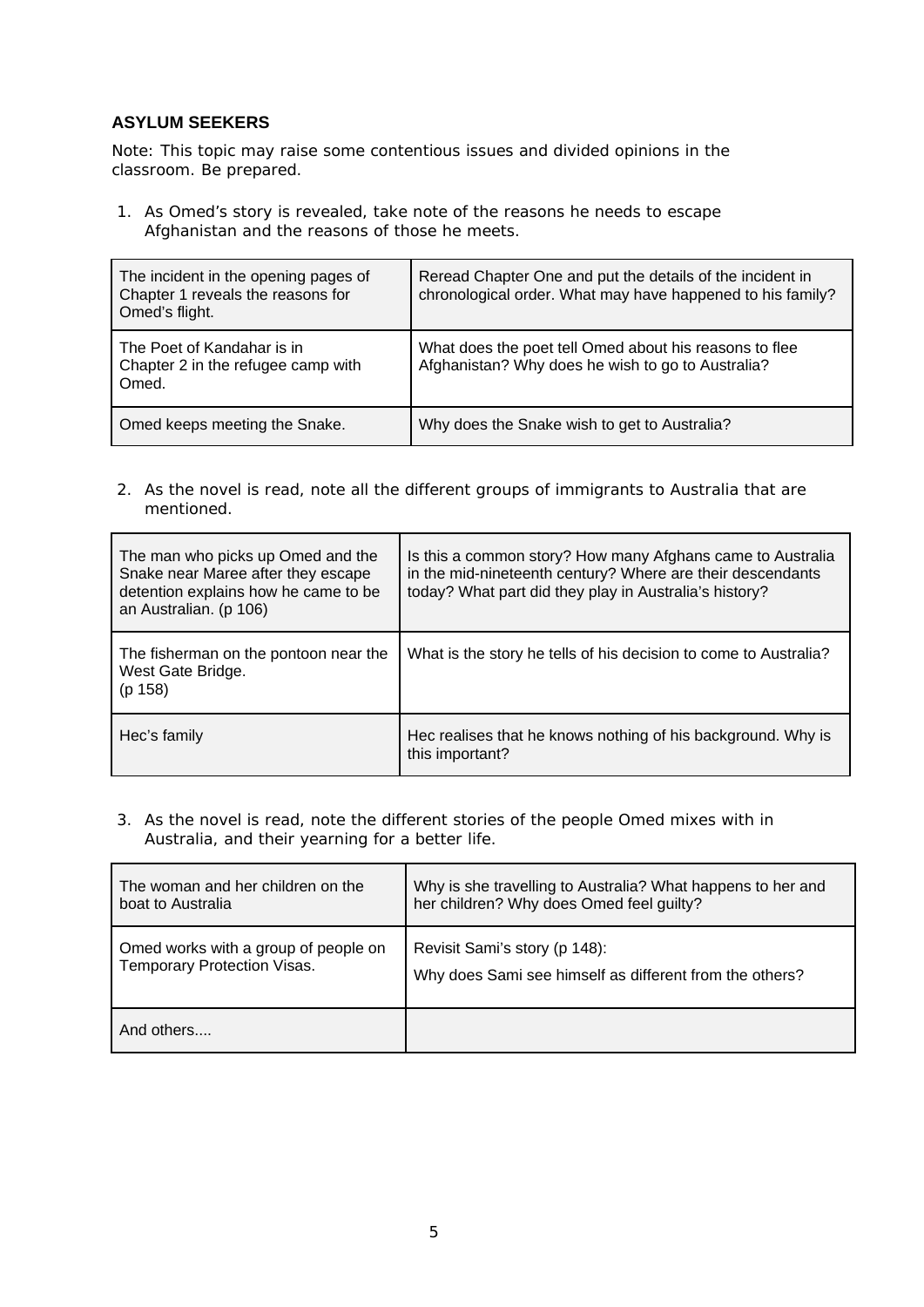**ASYLUM SEEKERS**

Note: This topic may raise some contentious issues and divided opinions in the classroom. Be prepared.

1. As Omed's story is revealed, take note of the reasons he needs to escape Afghanistan and the reasons of those he meets.

| | |
|---|---|
| The incident in the opening pages of Chapter 1 reveals the reasons for Omed's flight. | Reread Chapter One and put the details of the incident in chronological order. What may have happened to his family? |
| The Poet of Kandahar is in Chapter 2 in the refugee camp with Omed. | What does the poet tell Omed about his reasons to flee Afghanistan? Why does he wish to go to Australia? |
| Omed keeps meeting the Snake. | Why does the Snake wish to get to Australia? |

2. As the novel is read, note all the different groups of immigrants to Australia that are mentioned.

| | |
|---|---|
| The man who picks up Omed and the Snake near Maree after they escape detention explains how he came to be an Australian. (p 106) | Is this a common story? How many Afghans came to Australia in the mid-nineteenth century? Where are their descendants today? What part did they play in Australia's history? |
| The fisherman on the pontoon near the West Gate Bridge. (p 158) | What is the story he tells of his decision to come to Australia? |
| Hec's family | Hec realises that he knows nothing of his background. Why is this important? |

3. As the novel is read, note the different stories of the people Omed mixes with in Australia, and their yearning for a better life.

| | |
|---|---|
| The woman and her children on the boat to Australia | Why is she travelling to Australia? What happens to her and her children? Why does Omed feel guilty? |
| Omed works with a group of people on Temporary Protection Visas. | Revisit Sami's story (p 148):<br>Why does Sami see himself as different from the others? |
| And others.... | |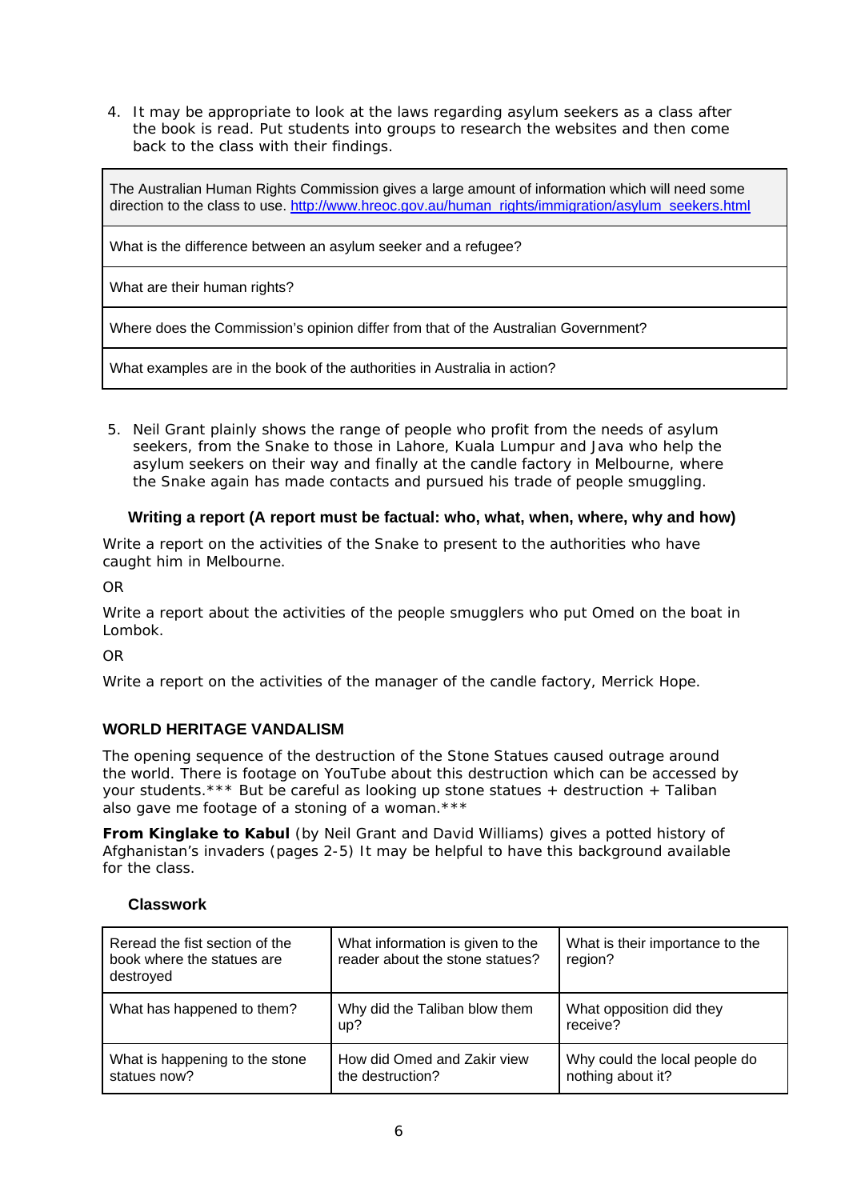4. It may be appropriate to look at the laws regarding asylum seekers as a class after the book is read. Put students into groups to research the websites and then come back to the class with their findings.

| The Australian Human Rights Commission gives a large amount of information which will need some direction to the class to use. http://www.hreoc.gov.au/human_rights/immigration/asylum_seekers.html |
|---|
| What is the difference between an asylum seeker and a refugee? |
| What are their human rights? |
| Where does the Commission's opinion differ from that of the Australian Government? |
| What examples are in the book of the authorities in Australia in action? |

5. Neil Grant plainly shows the range of people who profit from the needs of asylum seekers, from the Snake to those in Lahore, Kuala Lumpur and Java who help the asylum seekers on their way and finally at the candle factory in Melbourne, where the Snake again has made contacts and pursued his trade of people smuggling.

**Writing a report (A report must be factual: who, what, when, where, why and how)**

Write a report on the activities of the Snake to present to the authorities who have caught him in Melbourne.

OR

Write a report about the activities of the people smugglers who put Omed on the boat in Lombok.

OR

Write a report on the activities of the manager of the candle factory, Merrick Hope.

## WORLD HERITAGE VANDALISM

The opening sequence of the destruction of the Stone Statues caused outrage around the world. There is footage on YouTube about this destruction which can be accessed by your students.*** But be careful as looking up stone statues + destruction + Taliban also gave me footage of a stoning of a woman.***

**From Kinglake to Kabul** (by Neil Grant and David Williams) gives a potted history of Afghanistan's invaders (pages 2-5) It may be helpful to have this background available for the class.

**Classwork**

| Reread the fist section of the book where the statues are destroyed | What information is given to the reader about the stone statues? | What is their importance to the region? |
|---|---|---|
| What has happened to them? | Why did the Taliban blow them up? | What opposition did they receive? |
| What is happening to the stone statues now? | How did Omed and Zakir view the destruction? | Why could the local people do nothing about it? |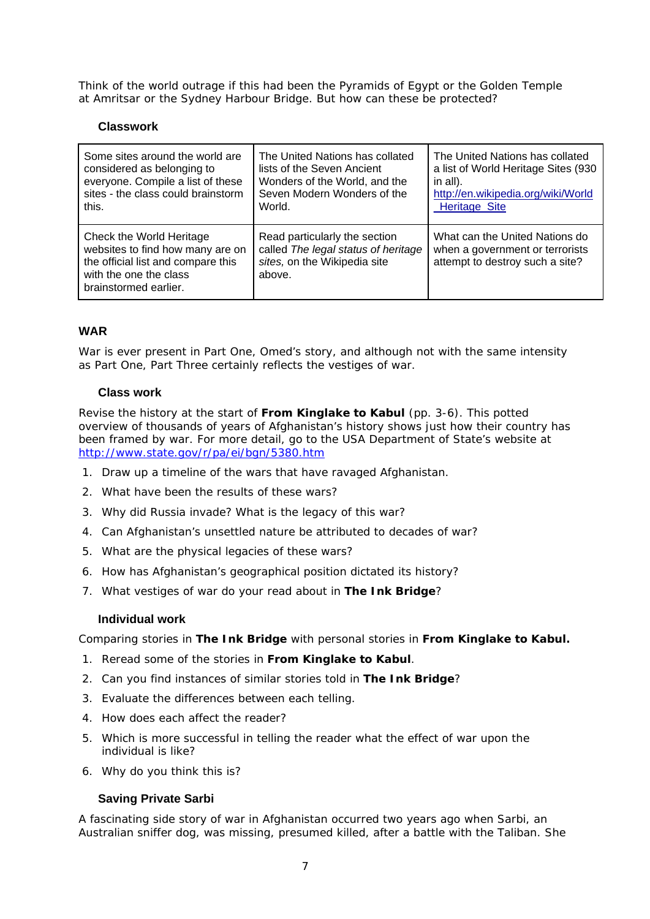Think of the world outrage if this had been the Pyramids of Egypt or the Golden Temple at Amritsar or the Sydney Harbour Bridge. But how can these be protected?

### Classwork

| Some sites around the world are considered as belonging to everyone. Compile a list of these sites - the class could brainstorm this. | The United Nations has collated lists of the Seven Ancient Wonders of the World, and the Seven Modern Wonders of the World. | The United Nations has collated a list of World Heritage Sites (930 in all). http://en.wikipedia.org/wiki/World_Heritage_Site |
|---|---|---|
| Check the World Heritage websites to find how many are on the official list and compare this with the one the class brainstormed earlier. | Read particularly the section called *The legal status of heritage sites*, on the Wikipedia site above. | What can the United Nations do when a government or terrorists attempt to destroy such a site? |

## WAR

War is ever present in Part One, Omed's story, and although not with the same intensity as Part One, Part Three certainly reflects the vestiges of war.

### Class work

Revise the history at the start of **From Kinglake to Kabul** (pp. 3-6). This potted overview of thousands of years of Afghanistan's history shows just how their country has been framed by war. For more detail, go to the USA Department of State's website at http://www.state.gov/r/pa/ei/bgn/5380.htm

1. Draw up a timeline of the wars that have ravaged Afghanistan.
2. What have been the results of these wars?
3. Why did Russia invade? What is the legacy of this war?
4. Can Afghanistan's unsettled nature be attributed to decades of war?
5. What are the physical legacies of these wars?
6. How has Afghanistan's geographical position dictated its history?
7. What vestiges of war do your read about in **The Ink Bridge**?

### Individual work

Comparing stories in **The Ink Bridge** with personal stories in **From Kinglake to Kabul.**

1. Reread some of the stories in **From Kinglake to Kabul**.
2. Can you find instances of similar stories told in **The Ink Bridge**?
3. Evaluate the differences between each telling.
4. How does each affect the reader?
5. Which is more successful in telling the reader what the effect of war upon the individual is like?
6. Why do you think this is?

### Saving Private Sarbi

A fascinating side story of war in Afghanistan occurred two years ago when Sarbi, an Australian sniffer dog, was missing, presumed killed, after a battle with the Taliban. She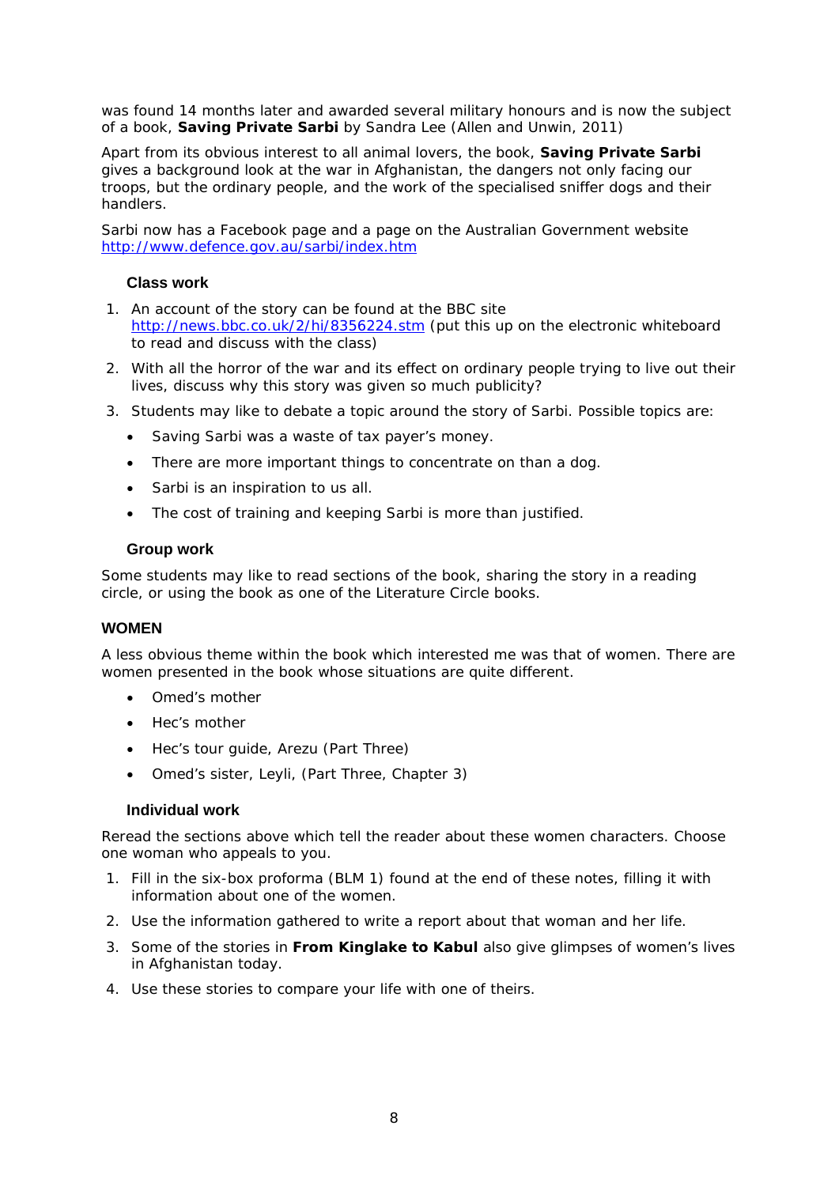was found 14 months later and awarded several military honours and is now the subject of a book, **Saving Private Sarbi** by Sandra Lee (Allen and Unwin, 2011)

Apart from its obvious interest to all animal lovers, the book, **Saving Private Sarbi** gives a background look at the war in Afghanistan, the dangers not only facing our troops, but the ordinary people, and the work of the specialised sniffer dogs and their handlers.

Sarbi now has a Facebook page and a page on the Australian Government website http://www.defence.gov.au/sarbi/index.htm

### Class work

1. An account of the story can be found at the BBC site http://news.bbc.co.uk/2/hi/8356224.stm (put this up on the electronic whiteboard to read and discuss with the class)
2. With all the horror of the war and its effect on ordinary people trying to live out their lives, discuss why this story was given so much publicity?
3. Students may like to debate a topic around the story of Sarbi. Possible topics are:
   - Saving Sarbi was a waste of tax payer's money.
   - There are more important things to concentrate on than a dog.
   - Sarbi is an inspiration to us all.
   - The cost of training and keeping Sarbi is more than justified.

### Group work

Some students may like to read sections of the book, sharing the story in a reading circle, or using the book as one of the Literature Circle books.

## WOMEN

A less obvious theme within the book which interested me was that of women. There are women presented in the book whose situations are quite different.

- Omed's mother
- Hec's mother
- Hec's tour guide, Arezu (Part Three)
- Omed's sister, Leyli, (Part Three, Chapter 3)

### Individual work

Reread the sections above which tell the reader about these women characters. Choose one woman who appeals to you.

1. Fill in the six-box proforma (BLM 1) found at the end of these notes, filling it with information about one of the women.
2. Use the information gathered to write a report about that woman and her life.
3. Some of the stories in **From Kinglake to Kabul** also give glimpses of women's lives in Afghanistan today.
4. Use these stories to compare your life with one of theirs.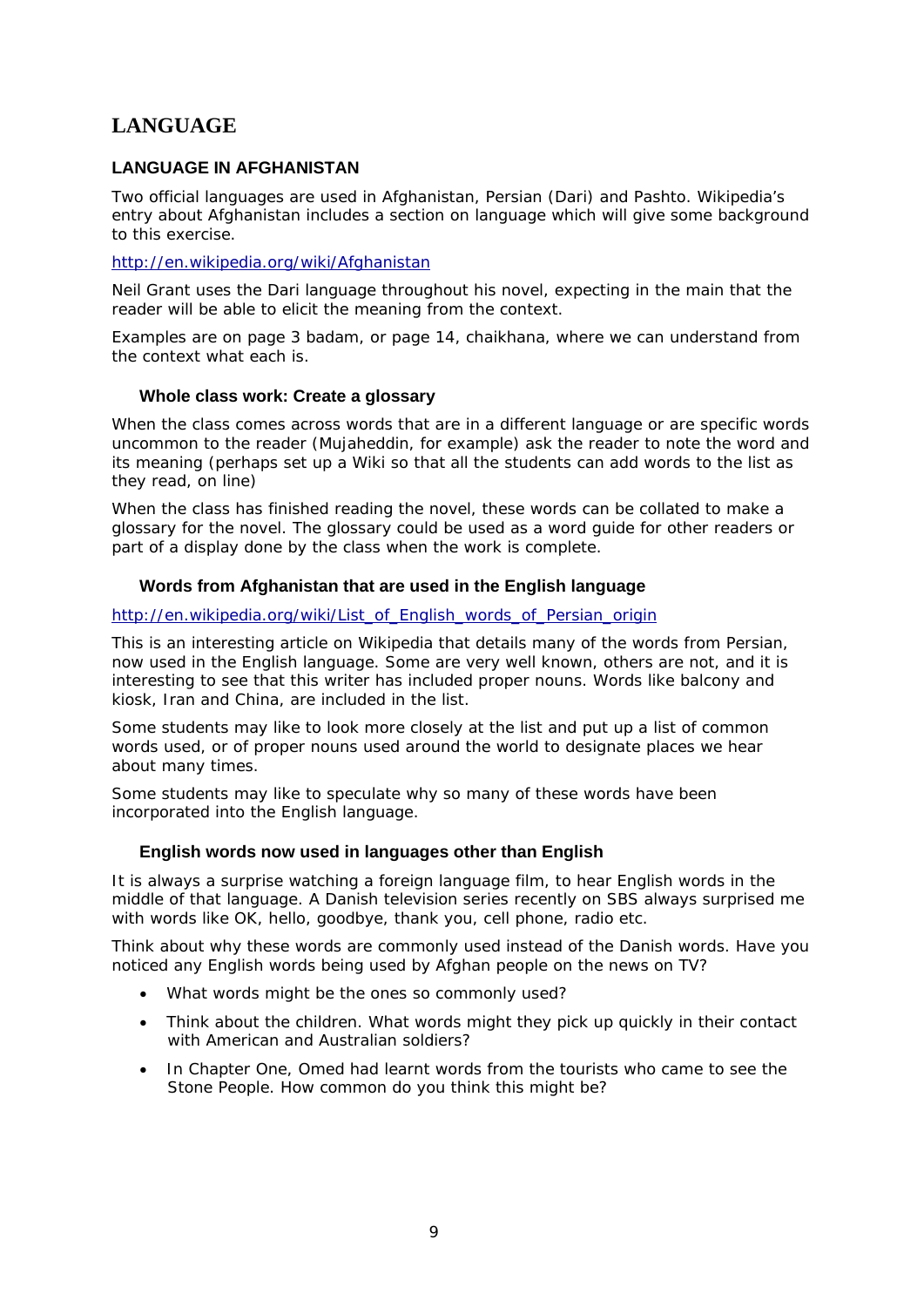# LANGUAGE

## LANGUAGE IN AFGHANISTAN

Two official languages are used in Afghanistan, Persian (Dari) and Pashto. Wikipedia's entry about Afghanistan includes a section on language which will give some background to this exercise.

http://en.wikipedia.org/wiki/Afghanistan

Neil Grant uses the Dari language throughout his novel, expecting in the main that the reader will be able to elicit the meaning from the context.

Examples are on page 3 badam, or page 14, chaikhana, where we can understand from the context what each is.

### Whole class work: Create a glossary

When the class comes across words that are in a different language or are specific words uncommon to the reader (Mujaheddin, for example) ask the reader to note the word and its meaning (perhaps set up a Wiki so that all the students can add words to the list as they read, on line)

When the class has finished reading the novel, these words can be collated to make a glossary for the novel. The glossary could be used as a word guide for other readers or part of a display done by the class when the work is complete.

### Words from Afghanistan that are used in the English language

http://en.wikipedia.org/wiki/List_of_English_words_of_Persian_origin

This is an interesting article on Wikipedia that details many of the words from Persian, now used in the English language. Some are very well known, others are not, and it is interesting to see that this writer has included proper nouns. Words like balcony and kiosk, Iran and China, are included in the list.

Some students may like to look more closely at the list and put up a list of common words used, or of proper nouns used around the world to designate places we hear about many times.

Some students may like to speculate why so many of these words have been incorporated into the English language.

### English words now used in languages other than English

It is always a surprise watching a foreign language film, to hear English words in the middle of that language. A Danish television series recently on SBS always surprised me with words like OK, hello, goodbye, thank you, cell phone, radio etc.

Think about why these words are commonly used instead of the Danish words. Have you noticed any English words being used by Afghan people on the news on TV?

- What words might be the ones so commonly used?
- Think about the children. What words might they pick up quickly in their contact with American and Australian soldiers?
- In Chapter One, Omed had learnt words from the tourists who came to see the Stone People. How common do you think this might be?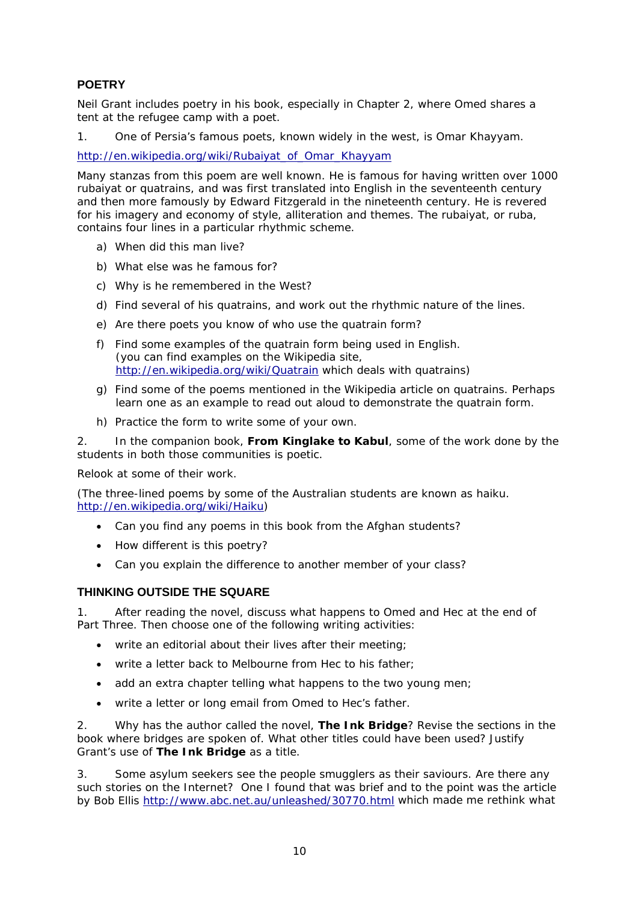## POETRY

Neil Grant includes poetry in his book, especially in Chapter 2, where Omed shares a tent at the refugee camp with a poet.

1. One of Persia's famous poets, known widely in the west, is Omar Khayyam.

http://en.wikipedia.org/wiki/Rubaiyat_of_Omar_Khayyam

Many stanzas from this poem are well known. He is famous for having written over 1000 rubaiyat or quatrains, and was first translated into English in the seventeenth century and then more famously by Edward Fitzgerald in the nineteenth century. He is revered for his imagery and economy of style, alliteration and themes. The rubaiyat, or ruba, contains four lines in a particular rhythmic scheme.

a) When did this man live?
b) What else was he famous for?
c) Why is he remembered in the West?
d) Find several of his quatrains, and work out the rhythmic nature of the lines.
e) Are there poets you know of who use the quatrain form?
f) Find some examples of the quatrain form being used in English. (you can find examples on the Wikipedia site, http://en.wikipedia.org/wiki/Quatrain which deals with quatrains)
g) Find some of the poems mentioned in the Wikipedia article on quatrains. Perhaps learn one as an example to read out aloud to demonstrate the quatrain form.
h) Practice the form to write some of your own.

2. In the companion book, **From Kinglake to Kabul**, some of the work done by the students in both those communities is poetic.

Relook at some of their work.

(The three-lined poems by some of the Australian students are known as haiku. http://en.wikipedia.org/wiki/Haiku)

- Can you find any poems in this book from the Afghan students?
- How different is this poetry?
- Can you explain the difference to another member of your class?

## THINKING OUTSIDE THE SQUARE

1. After reading the novel, discuss what happens to Omed and Hec at the end of Part Three. Then choose one of the following writing activities:

- write an editorial about their lives after their meeting;
- write a letter back to Melbourne from Hec to his father;
- add an extra chapter telling what happens to the two young men;
- write a letter or long email from Omed to Hec's father.

2. Why has the author called the novel, **The Ink Bridge**? Revise the sections in the book where bridges are spoken of. What other titles could have been used? Justify Grant's use of **The Ink Bridge** as a title.

3. Some asylum seekers see the people smugglers as their saviours. Are there any such stories on the Internet? One I found that was brief and to the point was the article by Bob Ellis http://www.abc.net.au/unleashed/30770.html which made me rethink what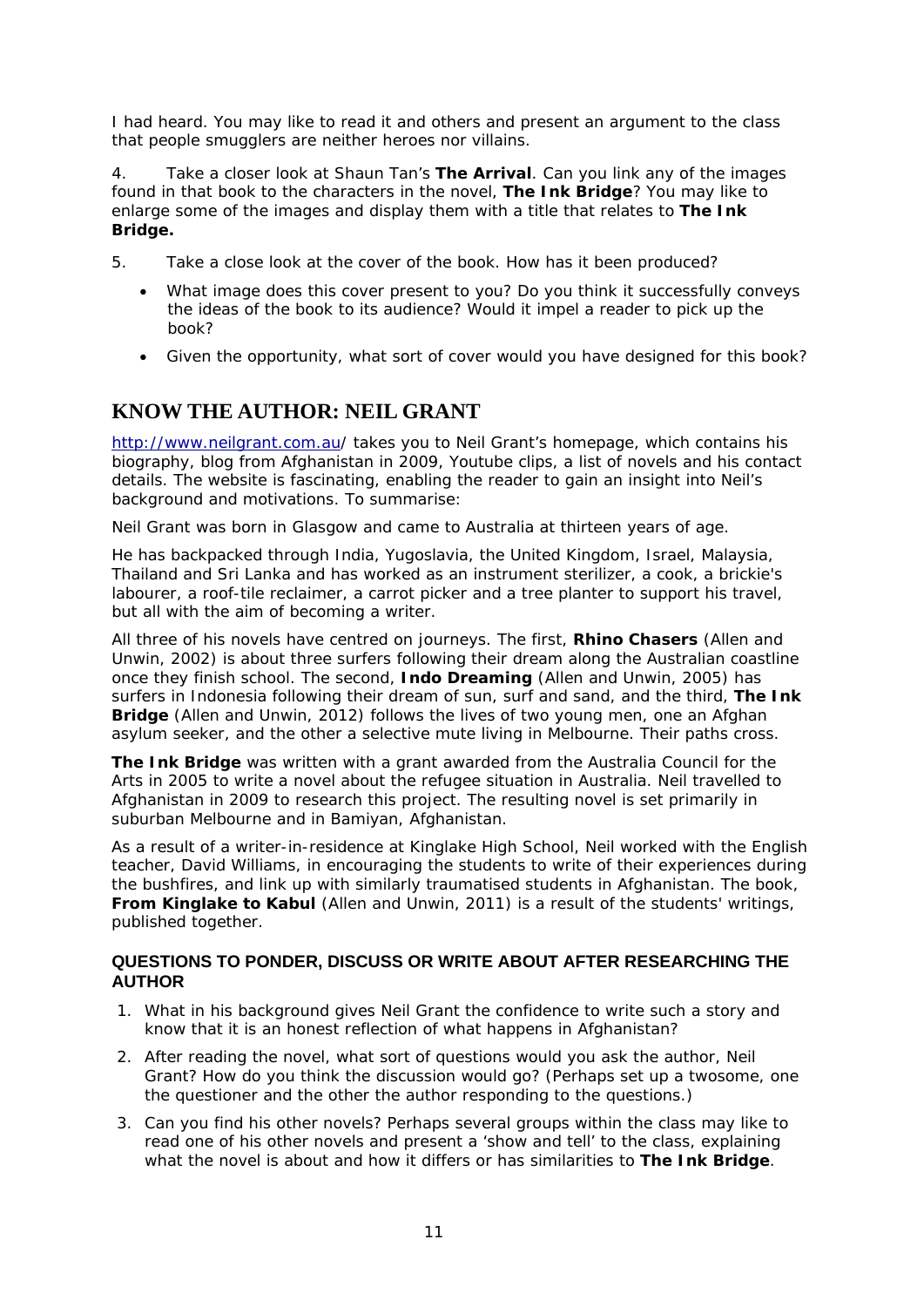I had heard. You may like to read it and others and present an argument to the class that people smugglers are neither heroes nor villains.

4. Take a closer look at Shaun Tan's **The Arrival**. Can you link any of the images found in that book to the characters in the novel, **The Ink Bridge**? You may like to enlarge some of the images and display them with a title that relates to **The Ink Bridge.**

5. Take a close look at the cover of the book. How has it been produced?

   - What image does this cover present to you? Do you think it successfully conveys the ideas of the book to its audience? Would it impel a reader to pick up the book?
   - Given the opportunity, what sort of cover would you have designed for this book?

## KNOW THE AUTHOR: NEIL GRANT

http://www.neilgrant.com.au/ takes you to Neil Grant's homepage, which contains his biography, blog from Afghanistan in 2009, Youtube clips, a list of novels and his contact details. The website is fascinating, enabling the reader to gain an insight into Neil's background and motivations. To summarise:

Neil Grant was born in Glasgow and came to Australia at thirteen years of age.

He has backpacked through India, Yugoslavia, the United Kingdom, Israel, Malaysia, Thailand and Sri Lanka and has worked as an instrument sterilizer, a cook, a brickie's labourer, a roof-tile reclaimer, a carrot picker and a tree planter to support his travel, but all with the aim of becoming a writer.

All three of his novels have centred on journeys. The first, **Rhino Chasers** (Allen and Unwin, 2002) is about three surfers following their dream along the Australian coastline once they finish school. The second, **Indo Dreaming** (Allen and Unwin, 2005) has surfers in Indonesia following their dream of sun, surf and sand, and the third, **The Ink Bridge** (Allen and Unwin, 2012) follows the lives of two young men, one an Afghan asylum seeker, and the other a selective mute living in Melbourne. Their paths cross.

**The Ink Bridge** was written with a grant awarded from the Australia Council for the Arts in 2005 to write a novel about the refugee situation in Australia. Neil travelled to Afghanistan in 2009 to research this project. The resulting novel is set primarily in suburban Melbourne and in Bamiyan, Afghanistan.

As a result of a writer-in-residence at Kinglake High School, Neil worked with the English teacher, David Williams, in encouraging the students to write of their experiences during the bushfires, and link up with similarly traumatised students in Afghanistan. The book, **From Kinglake to Kabul** (Allen and Unwin, 2011) is a result of the students' writings, published together.

### QUESTIONS TO PONDER, DISCUSS OR WRITE ABOUT AFTER RESEARCHING THE AUTHOR

1. What in his background gives Neil Grant the confidence to write such a story and know that it is an honest reflection of what happens in Afghanistan?
2. After reading the novel, what sort of questions would you ask the author, Neil Grant? How do you think the discussion would go? (Perhaps set up a twosome, one the questioner and the other the author responding to the questions.)
3. Can you find his other novels? Perhaps several groups within the class may like to read one of his other novels and present a 'show and tell' to the class, explaining what the novel is about and how it differs or has similarities to **The Ink Bridge**.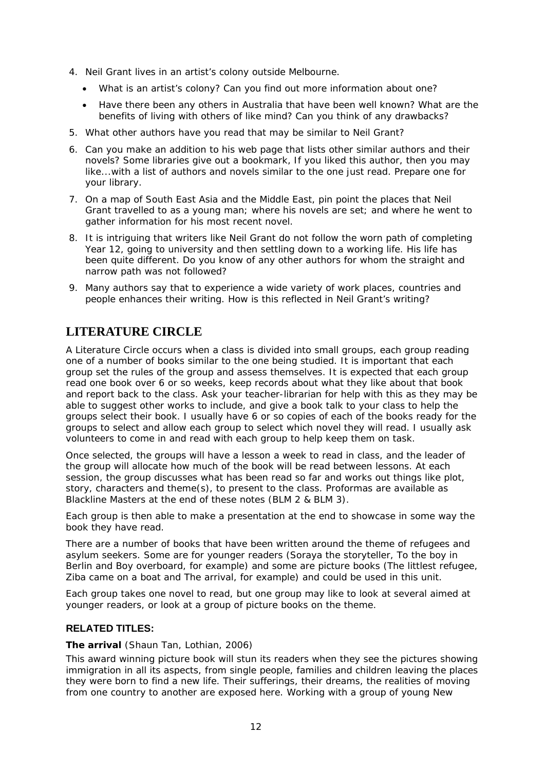4. Neil Grant lives in an artist's colony outside Melbourne.
   - What is an artist's colony? Can you find out more information about one?
   - Have there been any others in Australia that have been well known? What are the benefits of living with others of like mind? Can you think of any drawbacks?
5. What other authors have you read that may be similar to Neil Grant?
6. Can you make an addition to his web page that lists other similar authors and their novels? Some libraries give out a bookmark, If you liked this author, then you may like...with a list of authors and novels similar to the one just read. Prepare one for your library.
7. On a map of South East Asia and the Middle East, pin point the places that Neil Grant travelled to as a young man; where his novels are set; and where he went to gather information for his most recent novel.
8. It is intriguing that writers like Neil Grant do not follow the worn path of completing Year 12, going to university and then settling down to a working life. His life has been quite different. Do you know of any other authors for whom the straight and narrow path was not followed?
9. Many authors say that to experience a wide variety of work places, countries and people enhances their writing. How is this reflected in Neil Grant's writing?

## LITERATURE CIRCLE

A Literature Circle occurs when a class is divided into small groups, each group reading one of a number of books similar to the one being studied. It is important that each group set the rules of the group and assess themselves. It is expected that each group read one book over 6 or so weeks, keep records about what they like about that book and report back to the class. Ask your teacher-librarian for help with this as they may be able to suggest other works to include, and give a book talk to your class to help the groups select their book. I usually have 6 or so copies of each of the books ready for the groups to select and allow each group to select which novel they will read. I usually ask volunteers to come in and read with each group to help keep them on task.

Once selected, the groups will have a lesson a week to read in class, and the leader of the group will allocate how much of the book will be read between lessons. At each session, the group discusses what has been read so far and works out things like plot, story, characters and theme(s), to present to the class. Proformas are available as Blackline Masters at the end of these notes (BLM 2 & BLM 3).

Each group is then able to make a presentation at the end to showcase in some way the book they have read.

There are a number of books that have been written around the theme of refugees and asylum seekers. Some are for younger readers (Soraya the storyteller, To the boy in Berlin and Boy overboard, for example) and some are picture books (The littlest refugee, Ziba came on a boat and The arrival, for example) and could be used in this unit.

Each group takes one novel to read, but one group may like to look at several aimed at younger readers, or look at a group of picture books on the theme.

### RELATED TITLES:

**The arrival** (Shaun Tan, Lothian, 2006)

This award winning picture book will stun its readers when they see the pictures showing immigration in all its aspects, from single people, families and children leaving the places they were born to find a new life. Their sufferings, their dreams, the realities of moving from one country to another are exposed here. Working with a group of young New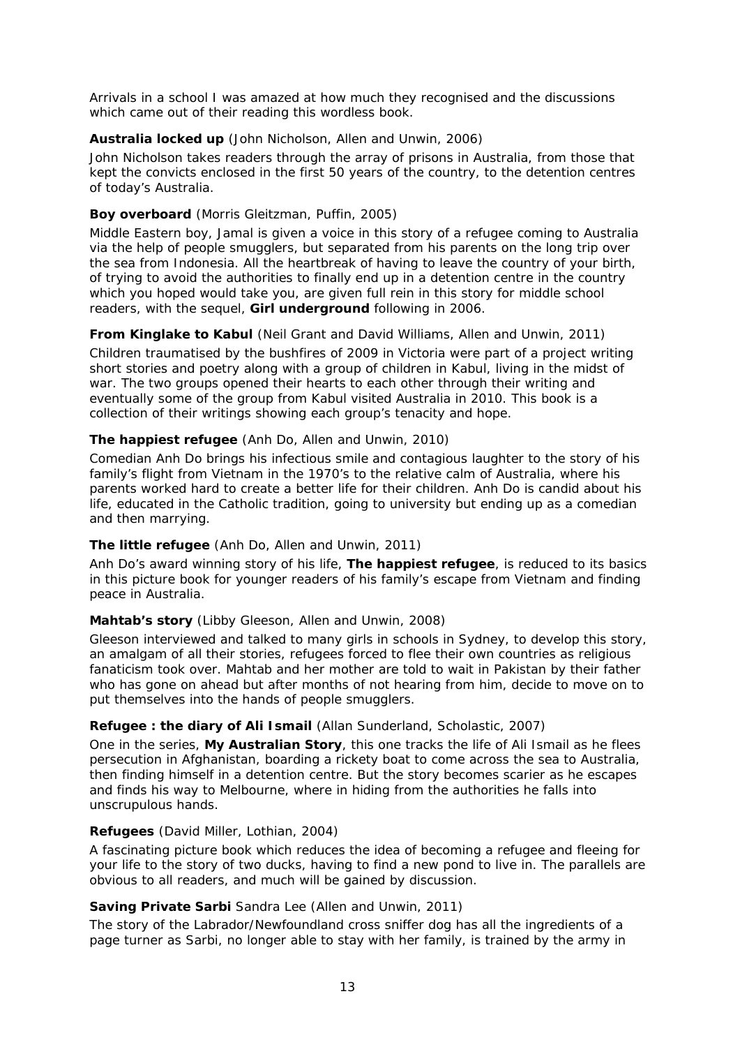Arrivals in a school I was amazed at how much they recognised and the discussions which came out of their reading this wordless book.

**Australia locked up** (John Nicholson, Allen and Unwin, 2006)

John Nicholson takes readers through the array of prisons in Australia, from those that kept the convicts enclosed in the first 50 years of the country, to the detention centres of today's Australia.

**Boy overboard** (Morris Gleitzman, Puffin, 2005)

Middle Eastern boy, Jamal is given a voice in this story of a refugee coming to Australia via the help of people smugglers, but separated from his parents on the long trip over the sea from Indonesia. All the heartbreak of having to leave the country of your birth, of trying to avoid the authorities to finally end up in a detention centre in the country which you hoped would take you, are given full rein in this story for middle school readers, with the sequel, **Girl underground** following in 2006.

**From Kinglake to Kabul** (Neil Grant and David Williams, Allen and Unwin, 2011)

Children traumatised by the bushfires of 2009 in Victoria were part of a project writing short stories and poetry along with a group of children in Kabul, living in the midst of war. The two groups opened their hearts to each other through their writing and eventually some of the group from Kabul visited Australia in 2010. This book is a collection of their writings showing each group's tenacity and hope.

**The happiest refugee** (Anh Do, Allen and Unwin, 2010)

Comedian Anh Do brings his infectious smile and contagious laughter to the story of his family's flight from Vietnam in the 1970's to the relative calm of Australia, where his parents worked hard to create a better life for their children. Anh Do is candid about his life, educated in the Catholic tradition, going to university but ending up as a comedian and then marrying.

**The little refugee** (Anh Do, Allen and Unwin, 2011)

Anh Do's award winning story of his life, **The happiest refugee**, is reduced to its basics in this picture book for younger readers of his family's escape from Vietnam and finding peace in Australia.

**Mahtab's story** (Libby Gleeson, Allen and Unwin, 2008)

Gleeson interviewed and talked to many girls in schools in Sydney, to develop this story, an amalgam of all their stories, refugees forced to flee their own countries as religious fanaticism took over. Mahtab and her mother are told to wait in Pakistan by their father who has gone on ahead but after months of not hearing from him, decide to move on to put themselves into the hands of people smugglers.

**Refugee : the diary of Ali Ismail** (Allan Sunderland, Scholastic, 2007)

One in the series, **My Australian Story**, this one tracks the life of Ali Ismail as he flees persecution in Afghanistan, boarding a rickety boat to come across the sea to Australia, then finding himself in a detention centre. But the story becomes scarier as he escapes and finds his way to Melbourne, where in hiding from the authorities he falls into unscrupulous hands.

**Refugees** (David Miller, Lothian, 2004)

A fascinating picture book which reduces the idea of becoming a refugee and fleeing for your life to the story of two ducks, having to find a new pond to live in. The parallels are obvious to all readers, and much will be gained by discussion.

**Saving Private Sarbi** Sandra Lee (Allen and Unwin, 2011)

The story of the Labrador/Newfoundland cross sniffer dog has all the ingredients of a page turner as Sarbi, no longer able to stay with her family, is trained by the army in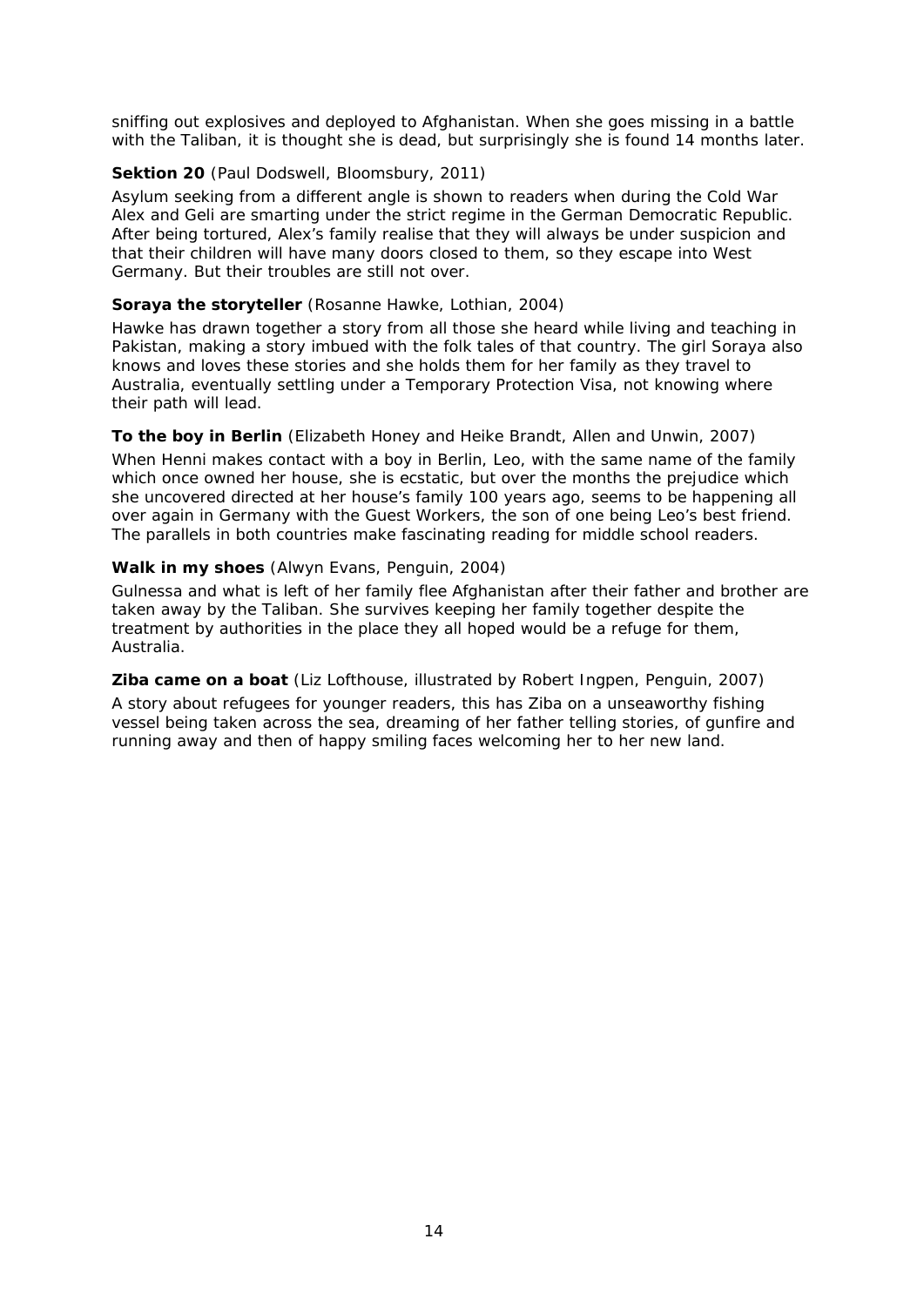sniffing out explosives and deployed to Afghanistan. When she goes missing in a battle with the Taliban, it is thought she is dead, but surprisingly she is found 14 months later.

**Sektion 20** (Paul Dodswell, Bloomsbury, 2011)

Asylum seeking from a different angle is shown to readers when during the Cold War Alex and Geli are smarting under the strict regime in the German Democratic Republic. After being tortured, Alex's family realise that they will always be under suspicion and that their children will have many doors closed to them, so they escape into West Germany. But their troubles are still not over.

**Soraya the storyteller** (Rosanne Hawke, Lothian, 2004)

Hawke has drawn together a story from all those she heard while living and teaching in Pakistan, making a story imbued with the folk tales of that country. The girl Soraya also knows and loves these stories and she holds them for her family as they travel to Australia, eventually settling under a Temporary Protection Visa, not knowing where their path will lead.

**To the boy in Berlin** (Elizabeth Honey and Heike Brandt, Allen and Unwin, 2007)

When Henni makes contact with a boy in Berlin, Leo, with the same name of the family which once owned her house, she is ecstatic, but over the months the prejudice which she uncovered directed at her house's family 100 years ago, seems to be happening all over again in Germany with the Guest Workers, the son of one being Leo's best friend. The parallels in both countries make fascinating reading for middle school readers.

**Walk in my shoes** (Alwyn Evans, Penguin, 2004)

Gulnessa and what is left of her family flee Afghanistan after their father and brother are taken away by the Taliban. She survives keeping her family together despite the treatment by authorities in the place they all hoped would be a refuge for them, Australia.

**Ziba came on a boat** (Liz Lofthouse, illustrated by Robert Ingpen, Penguin, 2007)

A story about refugees for younger readers, this has Ziba on a unseaworthy fishing vessel being taken across the sea, dreaming of her father telling stories, of gunfire and running away and then of happy smiling faces welcoming her to her new land.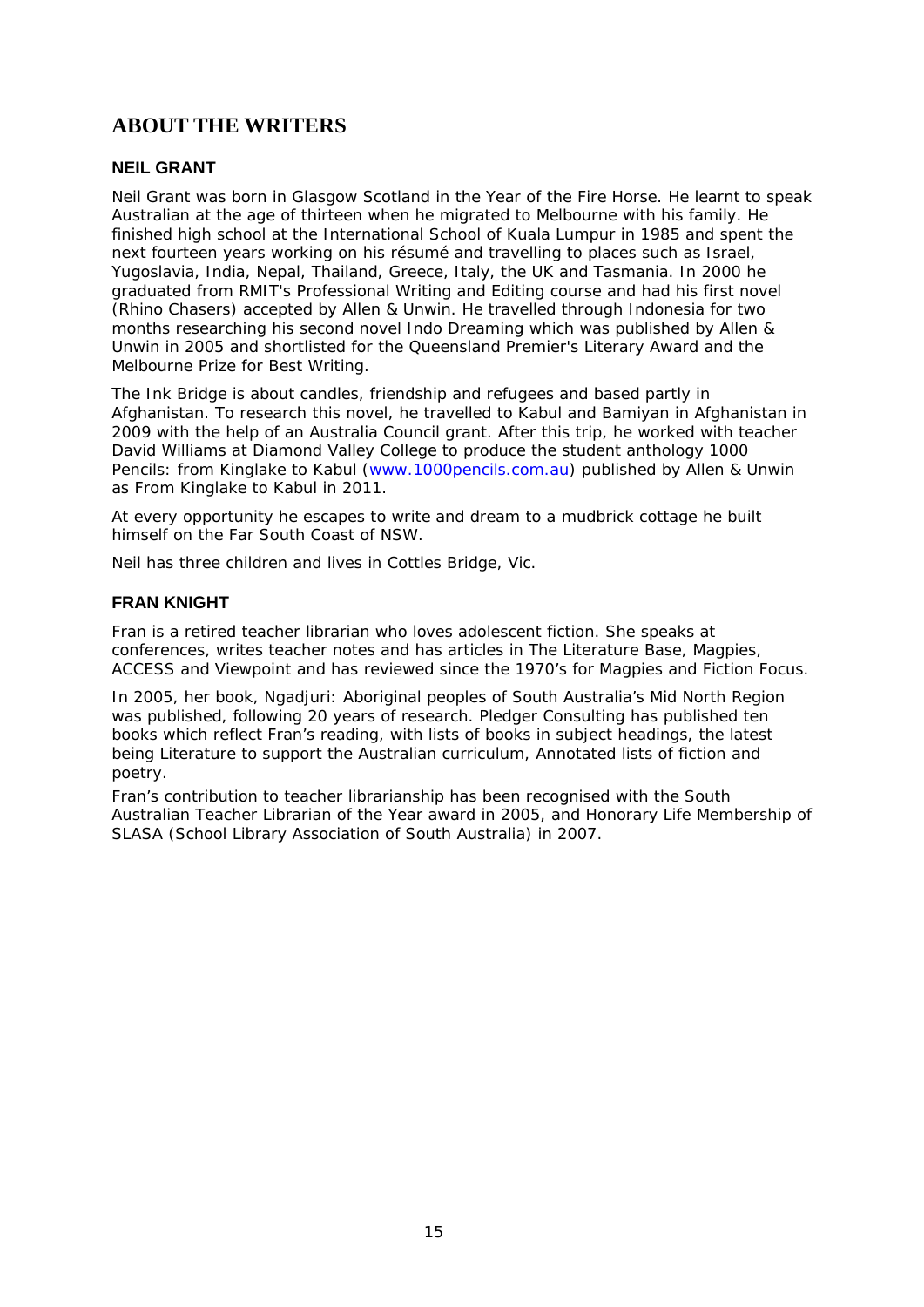# ABOUT THE WRITERS

## NEIL GRANT

Neil Grant was born in Glasgow Scotland in the Year of the Fire Horse. He learnt to speak Australian at the age of thirteen when he migrated to Melbourne with his family. He finished high school at the International School of Kuala Lumpur in 1985 and spent the next fourteen years working on his résumé and travelling to places such as Israel, Yugoslavia, India, Nepal, Thailand, Greece, Italy, the UK and Tasmania. In 2000 he graduated from RMIT's Professional Writing and Editing course and had his first novel (Rhino Chasers) accepted by Allen & Unwin. He travelled through Indonesia for two months researching his second novel Indo Dreaming which was published by Allen & Unwin in 2005 and shortlisted for the Queensland Premier's Literary Award and the Melbourne Prize for Best Writing.

The Ink Bridge is about candles, friendship and refugees and based partly in Afghanistan. To research this novel, he travelled to Kabul and Bamiyan in Afghanistan in 2009 with the help of an Australia Council grant. After this trip, he worked with teacher David Williams at Diamond Valley College to produce the student anthology 1000 Pencils: from Kinglake to Kabul ([www.1000pencils.com.au](http://www.1000pencils.com.au)) published by Allen & Unwin as From Kinglake to Kabul in 2011.

At every opportunity he escapes to write and dream to a mudbrick cottage he built himself on the Far South Coast of NSW.

Neil has three children and lives in Cottles Bridge, Vic.

## FRAN KNIGHT

Fran is a retired teacher librarian who loves adolescent fiction. She speaks at conferences, writes teacher notes and has articles in The Literature Base, Magpies, ACCESS and Viewpoint and has reviewed since the 1970's for Magpies and Fiction Focus.

In 2005, her book, Ngadjuri: Aboriginal peoples of South Australia's Mid North Region was published, following 20 years of research. Pledger Consulting has published ten books which reflect Fran's reading, with lists of books in subject headings, the latest being Literature to support the Australian curriculum, Annotated lists of fiction and poetry.

Fran's contribution to teacher librarianship has been recognised with the South Australian Teacher Librarian of the Year award in 2005, and Honorary Life Membership of SLASA (School Library Association of South Australia) in 2007.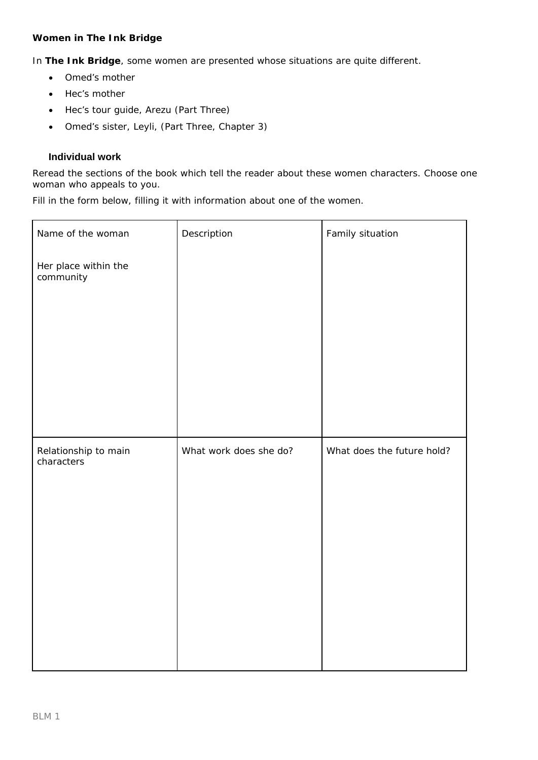**Women in The Ink Bridge**

In **The Ink Bridge**, some women are presented whose situations are quite different.

- Omed's mother
- Hec's mother
- Hec's tour guide, Arezu (Part Three)
- Omed's sister, Leyli, (Part Three, Chapter 3)

**Individual work**

Reread the sections of the book which tell the reader about these women characters. Choose one woman who appeals to you.

Fill in the form below, filling it with information about one of the women.

| Name of the woman<br><br>Her place within the community | Description | Family situation |
|---|---|---|
| Relationship to main characters | What work does she do? | What does the future hold? |

BLM 1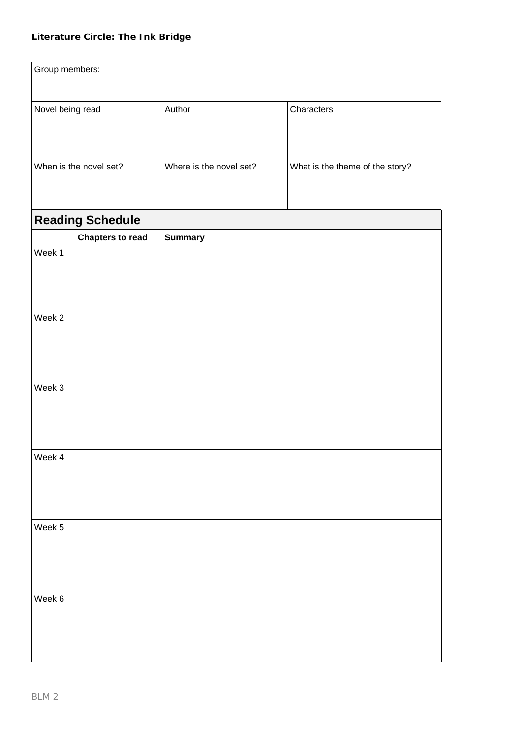**Literature Circle: The Ink Bridge**

| Group members: | | |
|---|---|---|
| Novel being read | Author | Characters |
| When is the novel set? | Where is the novel set? | What is the theme of the story? |

## Reading Schedule

| | Chapters to read | Summary |
|---|---|---|
| Week 1 | | |
| Week 2 | | |
| Week 3 | | |
| Week 4 | | |
| Week 5 | | |
| Week 6 | | |

BLM 2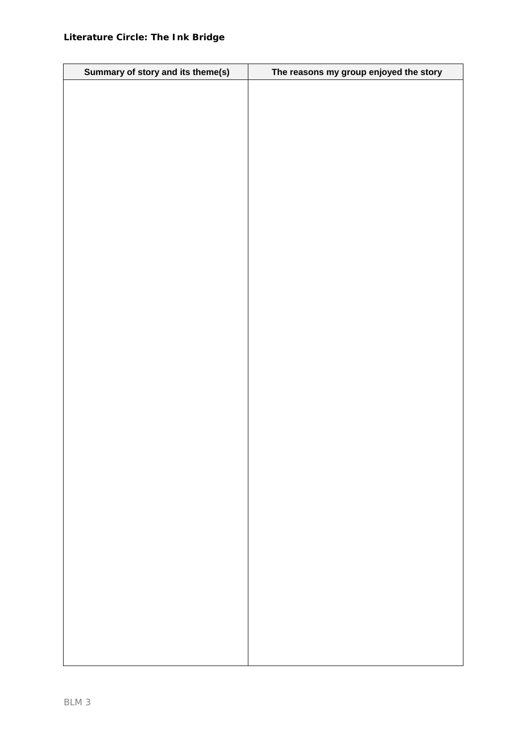**Literature Circle: The Ink Bridge**

| Summary of story and its theme(s) | The reasons my group enjoyed the story |
|---|---|
| | |

BLM 3